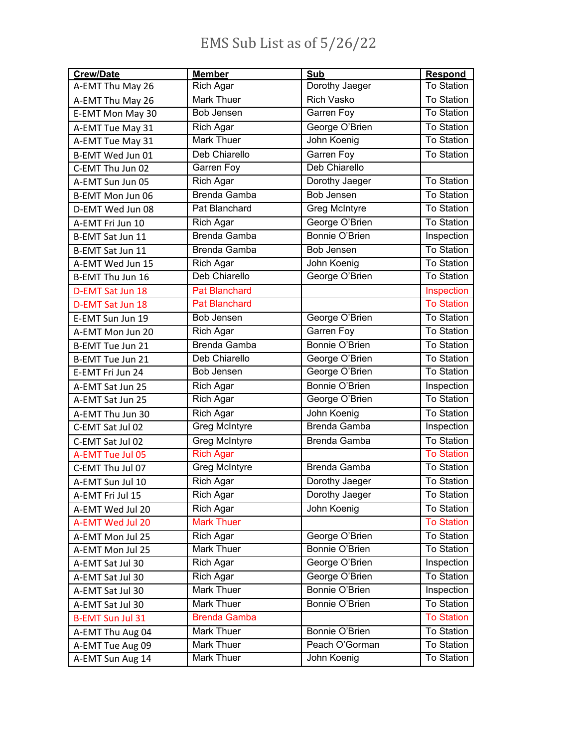# EMS Sub List as of 5/26/22

| Crew/Date | Member | Sub | Respond |
|---|---|---|---|
| A-EMT Thu May 26 | Rich Agar | Dorothy Jaeger | To Station |
| A-EMT Thu May 26 | Mark Thuer | Rich Vasko | To Station |
| E-EMT Mon May 30 | Bob Jensen | Garren Foy | To Station |
| A-EMT Tue May 31 | Rich Agar | George O'Brien | To Station |
| A-EMT Tue May 31 | Mark Thuer | John Koenig | To Station |
| B-EMT Wed Jun 01 | Deb Chiarello | Garren Foy | To Station |
| C-EMT Thu Jun 02 | Garren Foy | Deb Chiarello | |
| A-EMT Sun Jun 05 | Rich Agar | Dorothy Jaeger | To Station |
| B-EMT Mon Jun 06 | Brenda Gamba | Bob Jensen | To Station |
| D-EMT Wed Jun 08 | Pat Blanchard | Greg McIntyre | To Station |
| A-EMT Fri Jun 10 | Rich Agar | George O'Brien | To Station |
| B-EMT Sat Jun 11 | Brenda Gamba | Bonnie O'Brien | Inspection |
| B-EMT Sat Jun 11 | Brenda Gamba | Bob Jensen | To Station |
| A-EMT Wed Jun 15 | Rich Agar | John Koenig | To Station |
| B-EMT Thu Jun 16 | Deb Chiarello | George O'Brien | To Station |
| D-EMT Sat Jun 18 | Pat Blanchard | | Inspection |
| D-EMT Sat Jun 18 | Pat Blanchard | | To Station |
| E-EMT Sun Jun 19 | Bob Jensen | George O'Brien | To Station |
| A-EMT Mon Jun 20 | Rich Agar | Garren Foy | To Station |
| B-EMT Tue Jun 21 | Brenda Gamba | Bonnie O'Brien | To Station |
| B-EMT Tue Jun 21 | Deb Chiarello | George O'Brien | To Station |
| E-EMT Fri Jun 24 | Bob Jensen | George O'Brien | To Station |
| A-EMT Sat Jun 25 | Rich Agar | Bonnie O'Brien | Inspection |
| A-EMT Sat Jun 25 | Rich Agar | George O'Brien | To Station |
| A-EMT Thu Jun 30 | Rich Agar | John Koenig | To Station |
| C-EMT Sat Jul 02 | Greg McIntyre | Brenda Gamba | Inspection |
| C-EMT Sat Jul 02 | Greg McIntyre | Brenda Gamba | To Station |
| A-EMT Tue Jul 05 | Rich Agar | | To Station |
| C-EMT Thu Jul 07 | Greg McIntyre | Brenda Gamba | To Station |
| A-EMT Sun Jul 10 | Rich Agar | Dorothy Jaeger | To Station |
| A-EMT Fri Jul 15 | Rich Agar | Dorothy Jaeger | To Station |
| A-EMT Wed Jul 20 | Rich Agar | John Koenig | To Station |
| A-EMT Wed Jul 20 | Mark Thuer | | To Station |
| A-EMT Mon Jul 25 | Rich Agar | George O'Brien | To Station |
| A-EMT Mon Jul 25 | Mark Thuer | Bonnie O'Brien | To Station |
| A-EMT Sat Jul 30 | Rich Agar | George O'Brien | Inspection |
| A-EMT Sat Jul 30 | Rich Agar | George O'Brien | To Station |
| A-EMT Sat Jul 30 | Mark Thuer | Bonnie O'Brien | Inspection |
| A-EMT Sat Jul 30 | Mark Thuer | Bonnie O'Brien | To Station |
| B-EMT Sun Jul 31 | Brenda Gamba | | To Station |
| A-EMT Thu Aug 04 | Mark Thuer | Bonnie O'Brien | To Station |
| A-EMT Tue Aug 09 | Mark Thuer | Peach O'Gorman | To Station |
| A-EMT Sun Aug 14 | Mark Thuer | John Koenig | To Station |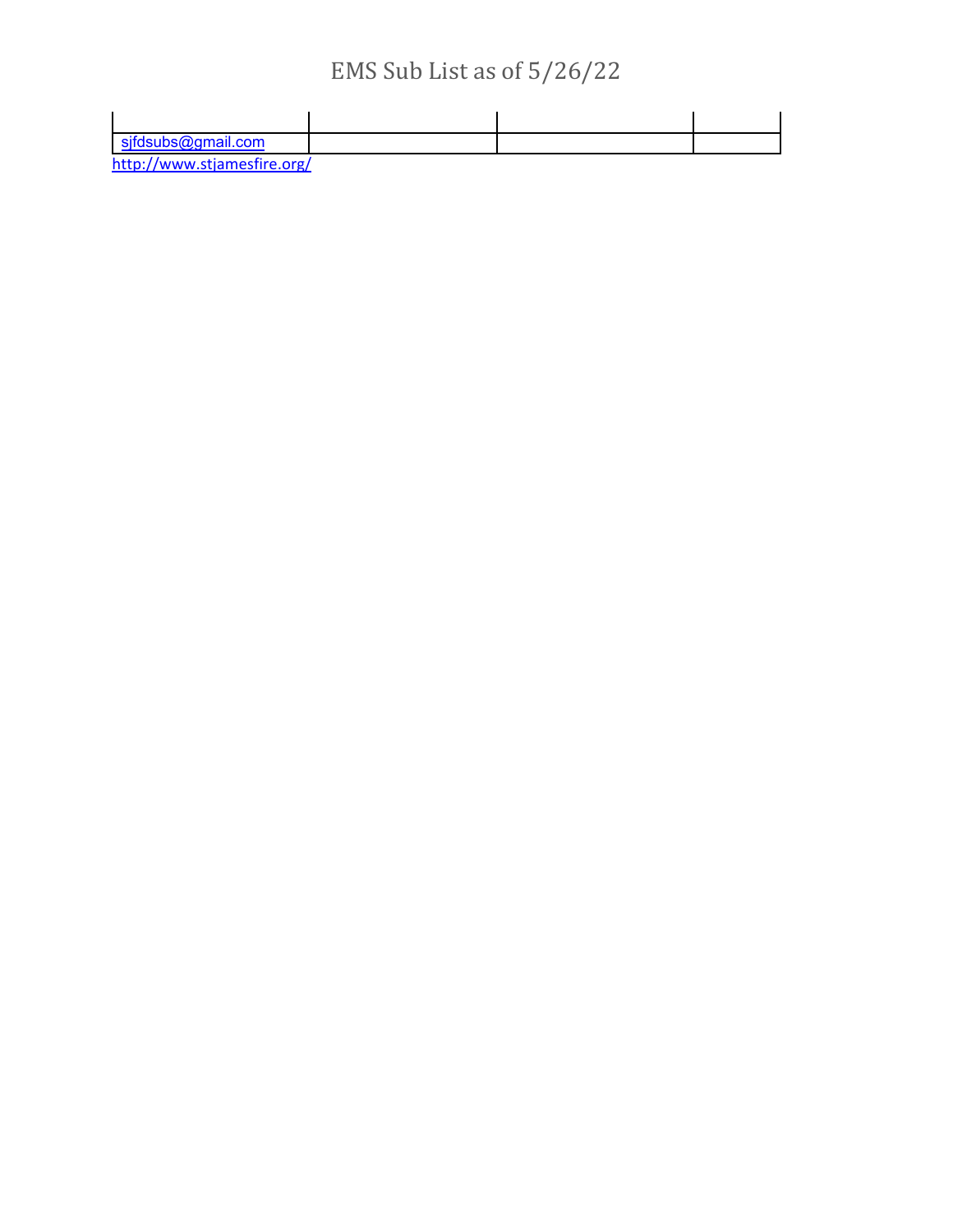| | | | |
|---|---|---|---|
| | | | |
| sjfdsubs@gmail.com | | | |

http://www.stjamesfire.org/